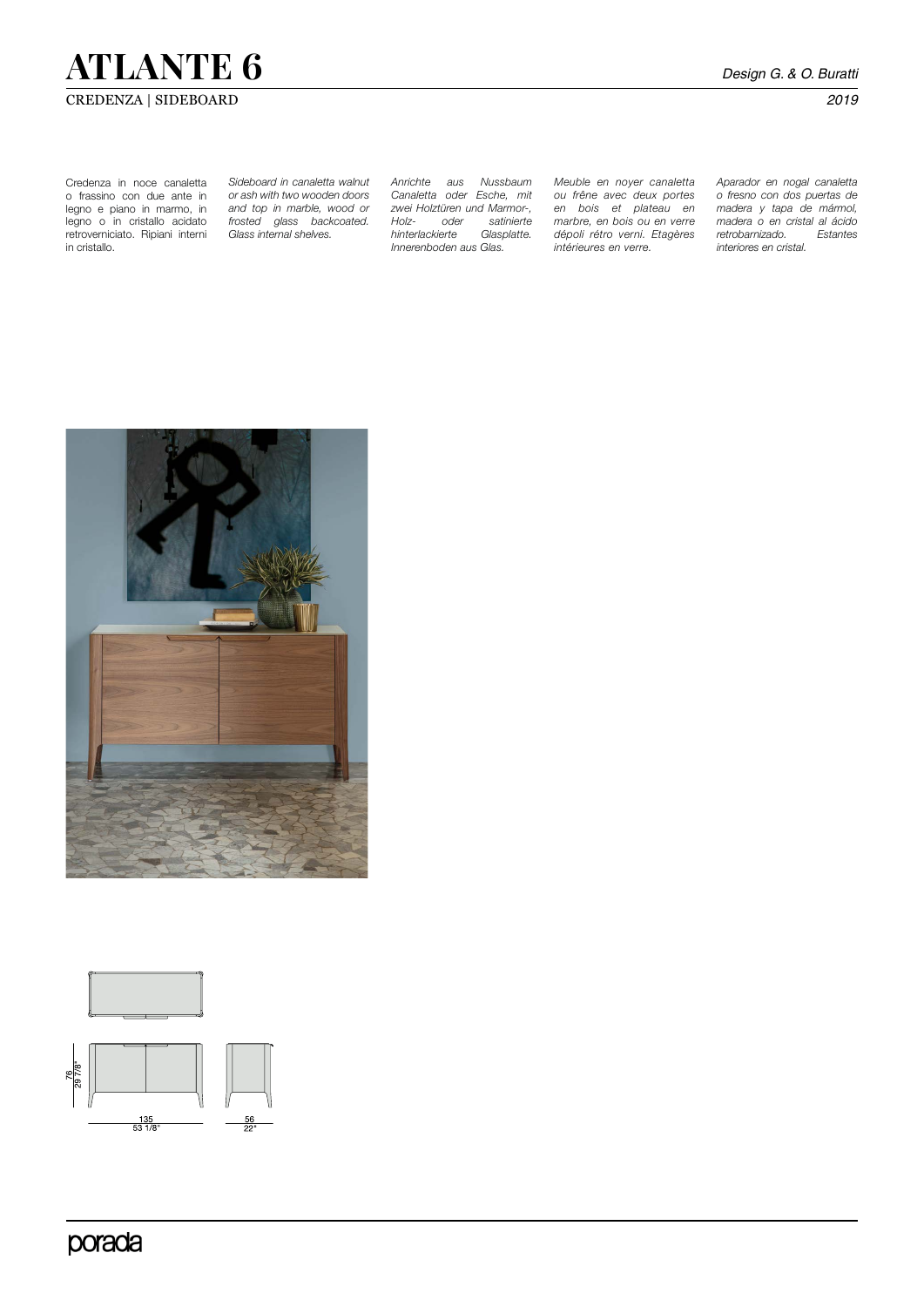# ATLANTE 6

*Design G. & O. Buratti*

CREDENZA | SIDEBOARD

*2019*

Credenza in noce canaletta o frassino con due ante in legno e piano in marmo, in legno o in cristallo acidato retroverniciato. Ripiani interni in cristallo.

*Sideboard in canaletta walnut or ash with two wooden doors and top in marble, wood or frosted glass backcoated. Glass internal shelves.*

*Anrichte aus Nussbaum Canaletta oder Esche, mit zwei Holztüren und Marmor-, Holz- oder satinierte hinterlackierte Glasplatte. Innerenboden aus Glas.*

*Meuble en noyer canaletta ou frêne avec deux portes en bois et plateau en marbre, en bois ou en verre dépoli rétro verni. Etagères intérieures en verre.*

*Aparador en nogal canaletta o fresno con dos puertas de madera y tapa de mármol, madera o en cristal al ácido retrobarnizado. Estantes interiores en cristal.*

76
29 7/8"

135
53 1/8"

56
22"

porada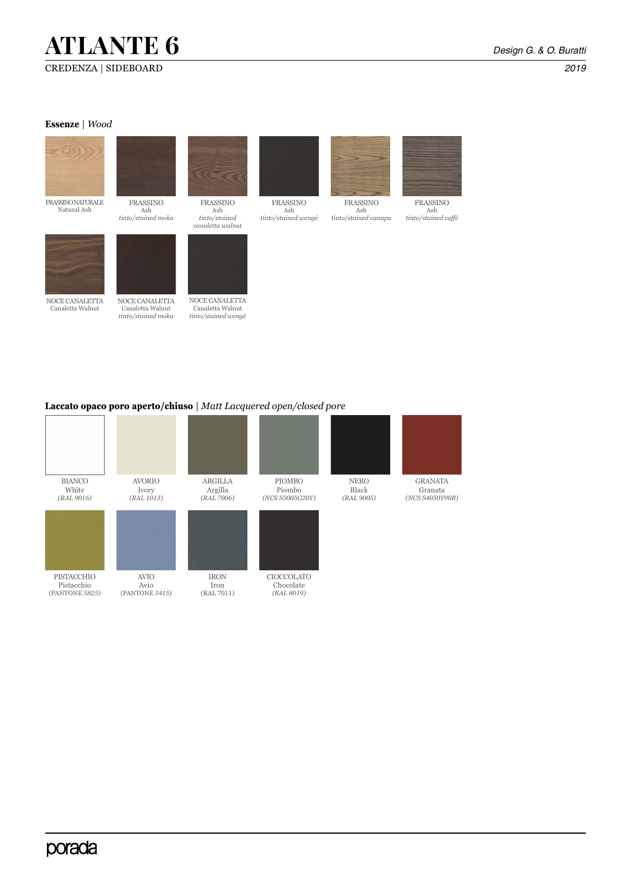# ATLANTE 6

CREDENZA | SIDEBOARD

*Design G. & O. Buratti*

*2019*

**Essenze** | *Wood*

FRASSINO NATURALE
Natural Ash

FRASSINO
Ash
*tinto/stained moka*

FRASSINO
Ash
*tinto/stained canaletta walnut*

FRASSINO
Ash
*tinto/stained wengé*

FRASSINO
Ash
*tinto/stained canapa*

FRASSINO
Ash
*tinto/stained caffè*

NOCE CANALETTA
Canaletta Walnut

NOCE CANALETTA
Canaletta Walnut
*tinto/stained moka*

NOCE CANALETTA
Canaletta Walnut
*tinto/stained wengé*

**Laccato opaco poro aperto/chiuso** | *Matt Lacquered open/closed pore*

BIANCO
White
*(RAL 9016)*

AVORIO
Ivory
*(RAL 1013)*

ARGILLA
Argilla
*(RAL 7006)*

PIOMBO
Piombo
*(NCS S5005G20Y)*

NERO
Black
*(RAL 9005)*

GRANATA
Granata
*(NCS S4050Y90R)*

PISTACCHIO
Pistacchio
(PANTONE *5825)*

AVIO
Avio
(PANTONE *5415)*

IRON
Iron
(RAL 7011*)*

CIOCCOLATO
Chocolate
*(RAL 8019)*

porada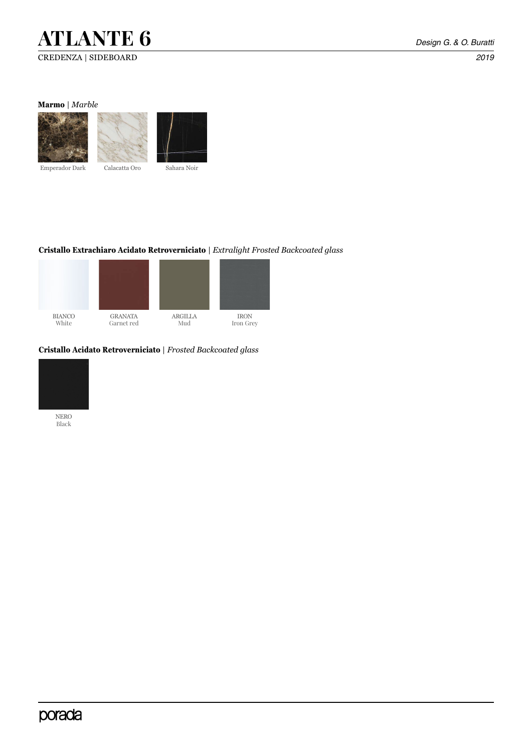# ATLANTE 6

CREDENZA | SIDEBOARD

*Design G. & O. Buratti*

*2019*

**Marmo** | *Marble*

Emperador Dark

Calacatta Oro

Sahara Noir

**Cristallo Extrachiaro Acidato Retroverniciato** | *Extralight Frosted Backcoated glass*

BIANCO
White

GRANATA
Garnet red

ARGILLA
Mud

IRON
Iron Grey

**Cristallo Acidato Retroverniciato** | *Frosted Backcoated glass*

NERO
Black